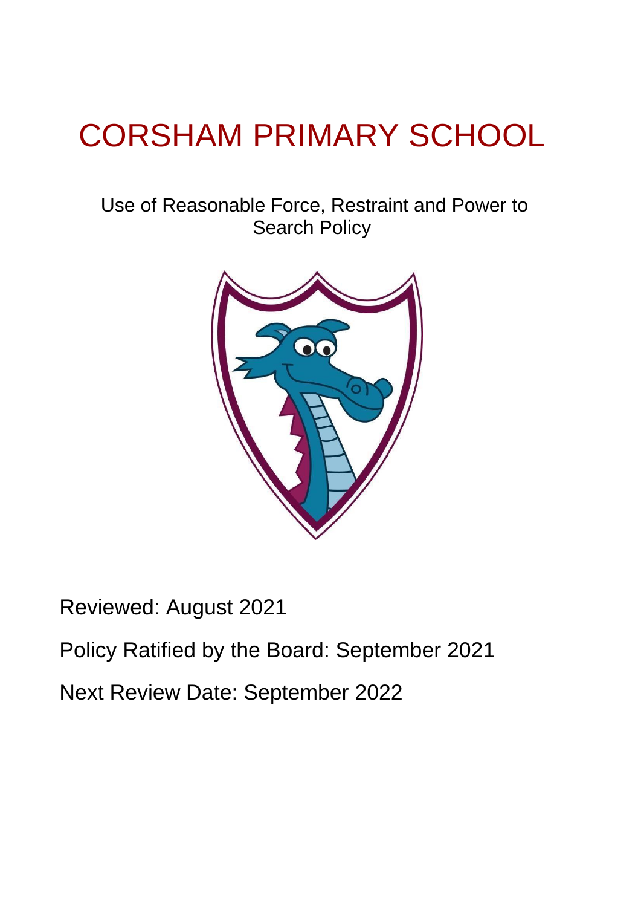# CORSHAM PRIMARY SCHOOL

Use of Reasonable Force, Restraint and Power to Search Policy

Reviewed: August 2021

Policy Ratified by the Board: September 2021

Next Review Date: September 2022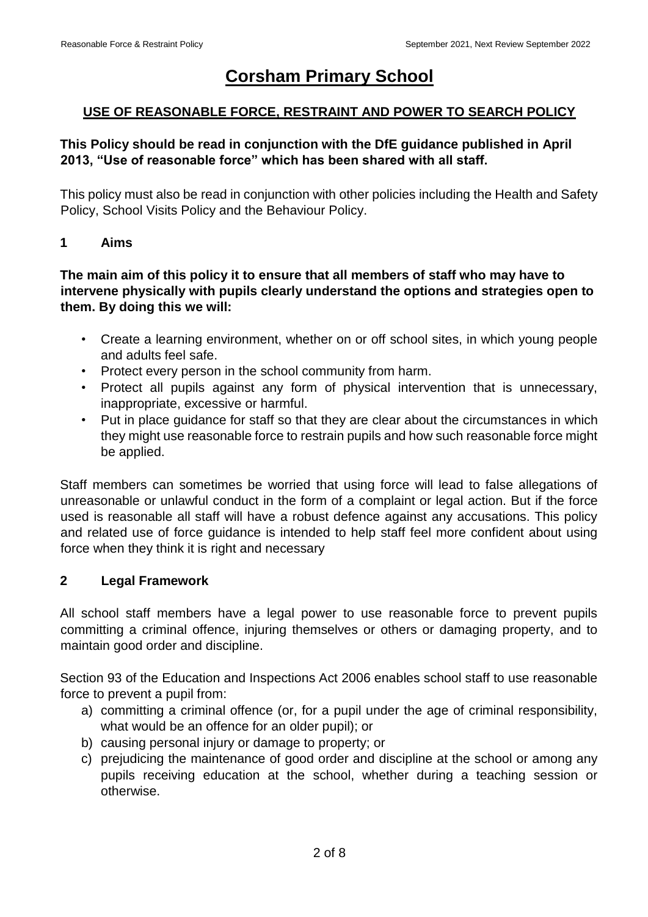# Corsham Primary School

## USE OF REASONABLE FORCE, RESTRAINT AND POWER TO SEARCH POLICY

**This Policy should be read in conjunction with the DfE guidance published in April 2013, "Use of reasonable force" which has been shared with all staff.**

This policy must also be read in conjunction with other policies including the Health and Safety Policy, School Visits Policy and the Behaviour Policy.

### 1 Aims

**The main aim of this policy it to ensure that all members of staff who may have to intervene physically with pupils clearly understand the options and strategies open to them. By doing this we will:**

- Create a learning environment, whether on or off school sites, in which young people and adults feel safe.
- Protect every person in the school community from harm.
- Protect all pupils against any form of physical intervention that is unnecessary, inappropriate, excessive or harmful.
- Put in place guidance for staff so that they are clear about the circumstances in which they might use reasonable force to restrain pupils and how such reasonable force might be applied.

Staff members can sometimes be worried that using force will lead to false allegations of unreasonable or unlawful conduct in the form of a complaint or legal action. But if the force used is reasonable all staff will have a robust defence against any accusations. This policy and related use of force guidance is intended to help staff feel more confident about using force when they think it is right and necessary

### 2 Legal Framework

All school staff members have a legal power to use reasonable force to prevent pupils committing a criminal offence, injuring themselves or others or damaging property, and to maintain good order and discipline.

Section 93 of the Education and Inspections Act 2006 enables school staff to use reasonable force to prevent a pupil from:

a) committing a criminal offence (or, for a pupil under the age of criminal responsibility, what would be an offence for an older pupil); or
b) causing personal injury or damage to property; or
c) prejudicing the maintenance of good order and discipline at the school or among any pupils receiving education at the school, whether during a teaching session or otherwise.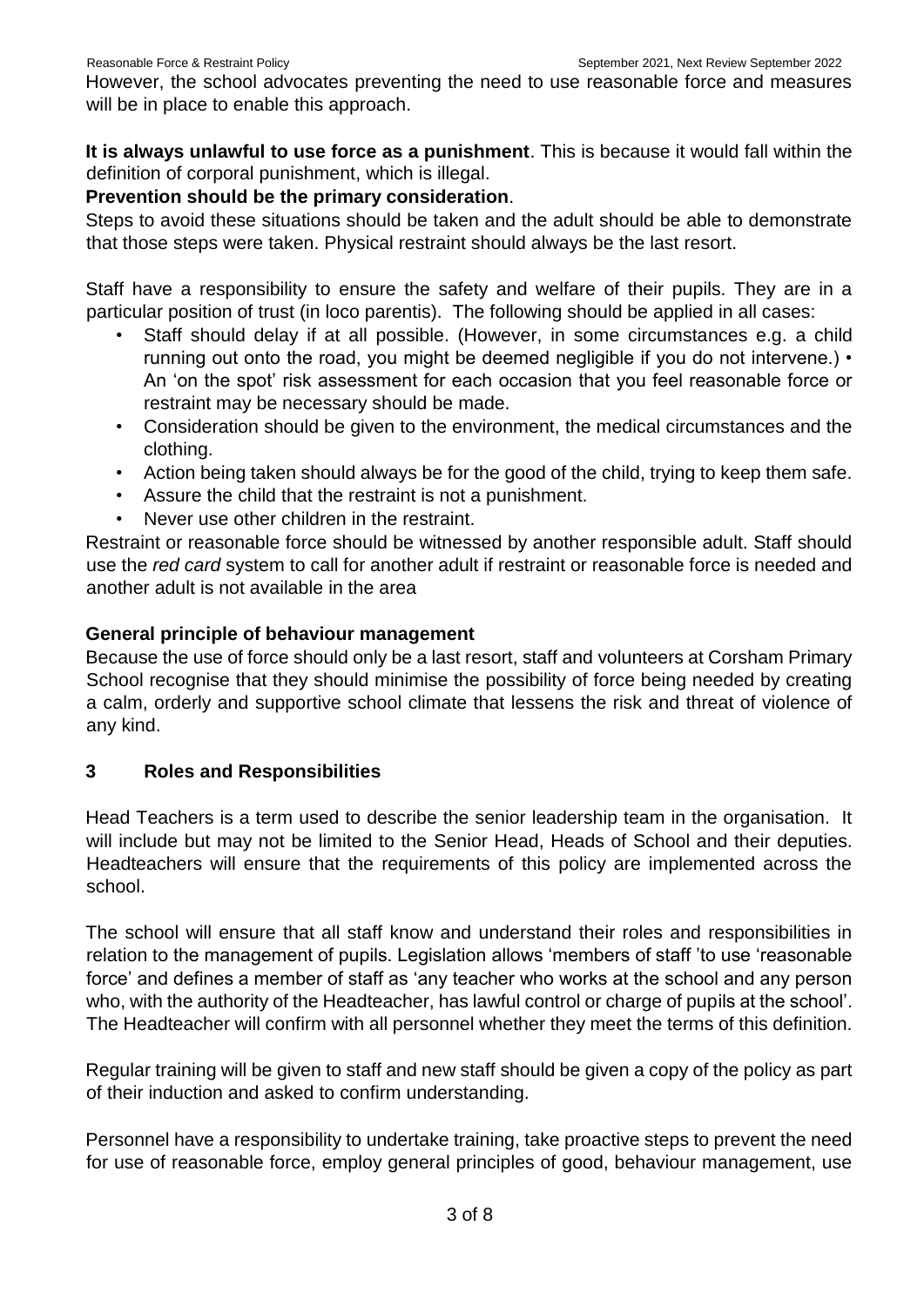However, the school advocates preventing the need to use reasonable force and measures will be in place to enable this approach.

**It is always unlawful to use force as a punishment**. This is because it would fall within the definition of corporal punishment, which is illegal.

**Prevention should be the primary consideration**.

Steps to avoid these situations should be taken and the adult should be able to demonstrate that those steps were taken. Physical restraint should always be the last resort.

Staff have a responsibility to ensure the safety and welfare of their pupils. They are in a particular position of trust (in loco parentis). The following should be applied in all cases:

- Staff should delay if at all possible. (However, in some circumstances e.g. a child running out onto the road, you might be deemed negligible if you do not intervene.)
- An 'on the spot' risk assessment for each occasion that you feel reasonable force or restraint may be necessary should be made.
- Consideration should be given to the environment, the medical circumstances and the clothing.
- Action being taken should always be for the good of the child, trying to keep them safe.
- Assure the child that the restraint is not a punishment.
- Never use other children in the restraint.

Restraint or reasonable force should be witnessed by another responsible adult. Staff should use the *red card* system to call for another adult if restraint or reasonable force is needed and another adult is not available in the area

**General principle of behaviour management**

Because the use of force should only be a last resort, staff and volunteers at Corsham Primary School recognise that they should minimise the possibility of force being needed by creating a calm, orderly and supportive school climate that lessens the risk and threat of violence of any kind.

## 3 Roles and Responsibilities

Head Teachers is a term used to describe the senior leadership team in the organisation. It will include but may not be limited to the Senior Head, Heads of School and their deputies. Headteachers will ensure that the requirements of this policy are implemented across the school.

The school will ensure that all staff know and understand their roles and responsibilities in relation to the management of pupils. Legislation allows 'members of staff 'to use 'reasonable force' and defines a member of staff as 'any teacher who works at the school and any person who, with the authority of the Headteacher, has lawful control or charge of pupils at the school'. The Headteacher will confirm with all personnel whether they meet the terms of this definition.

Regular training will be given to staff and new staff should be given a copy of the policy as part of their induction and asked to confirm understanding.

Personnel have a responsibility to undertake training, take proactive steps to prevent the need for use of reasonable force, employ general principles of good, behaviour management, use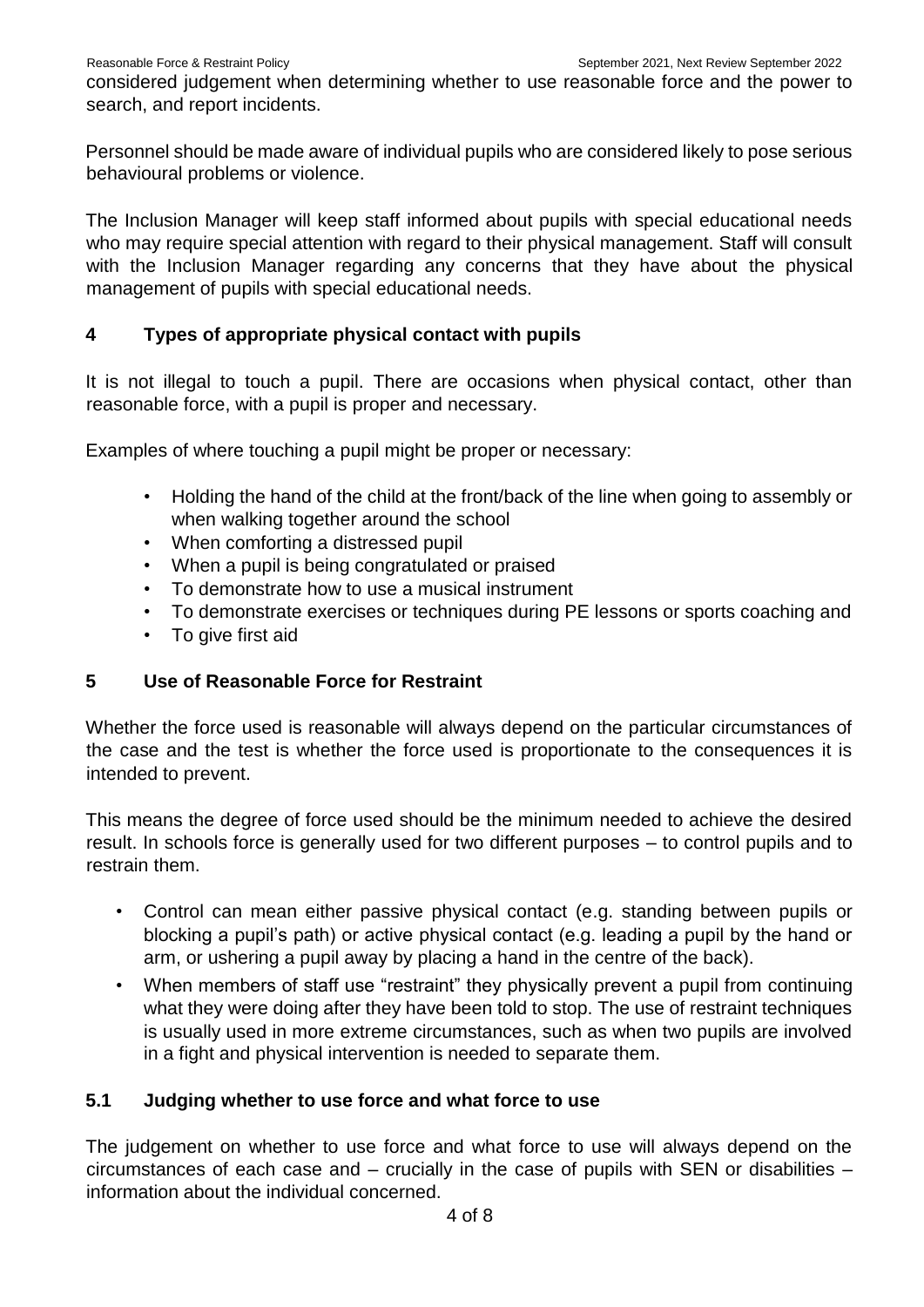considered judgement when determining whether to use reasonable force and the power to search, and report incidents.

Personnel should be made aware of individual pupils who are considered likely to pose serious behavioural problems or violence.

The Inclusion Manager will keep staff informed about pupils with special educational needs who may require special attention with regard to their physical management. Staff will consult with the Inclusion Manager regarding any concerns that they have about the physical management of pupils with special educational needs.

## 4 Types of appropriate physical contact with pupils

It is not illegal to touch a pupil. There are occasions when physical contact, other than reasonable force, with a pupil is proper and necessary.

Examples of where touching a pupil might be proper or necessary:

- Holding the hand of the child at the front/back of the line when going to assembly or when walking together around the school
- When comforting a distressed pupil
- When a pupil is being congratulated or praised
- To demonstrate how to use a musical instrument
- To demonstrate exercises or techniques during PE lessons or sports coaching and
- To give first aid

## 5 Use of Reasonable Force for Restraint

Whether the force used is reasonable will always depend on the particular circumstances of the case and the test is whether the force used is proportionate to the consequences it is intended to prevent.

This means the degree of force used should be the minimum needed to achieve the desired result. In schools force is generally used for two different purposes – to control pupils and to restrain them.

- Control can mean either passive physical contact (e.g. standing between pupils or blocking a pupil's path) or active physical contact (e.g. leading a pupil by the hand or arm, or ushering a pupil away by placing a hand in the centre of the back).
- When members of staff use "restraint" they physically prevent a pupil from continuing what they were doing after they have been told to stop. The use of restraint techniques is usually used in more extreme circumstances, such as when two pupils are involved in a fight and physical intervention is needed to separate them.

### 5.1 Judging whether to use force and what force to use

The judgement on whether to use force and what force to use will always depend on the circumstances of each case and – crucially in the case of pupils with SEN or disabilities – information about the individual concerned.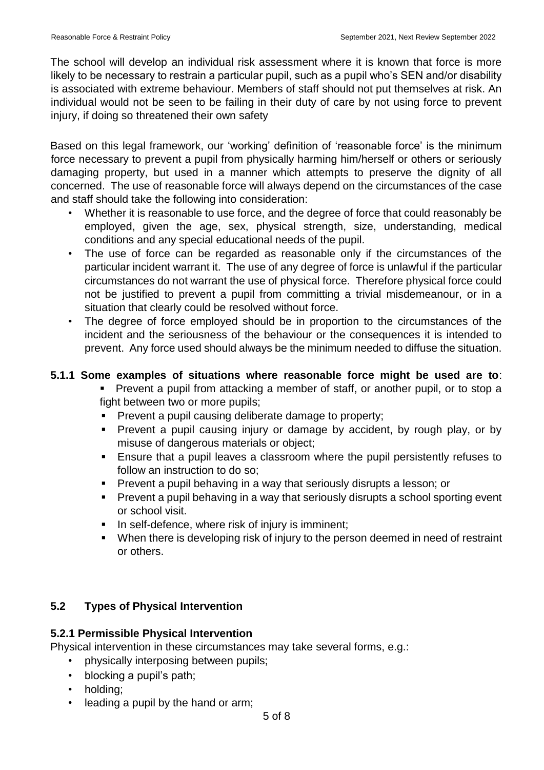The school will develop an individual risk assessment where it is known that force is more likely to be necessary to restrain a particular pupil, such as a pupil who's SEN and/or disability is associated with extreme behaviour. Members of staff should not put themselves at risk. An individual would not be seen to be failing in their duty of care by not using force to prevent injury, if doing so threatened their own safety

Based on this legal framework, our 'working' definition of 'reasonable force' is the minimum force necessary to prevent a pupil from physically harming him/herself or others or seriously damaging property, but used in a manner which attempts to preserve the dignity of all concerned. The use of reasonable force will always depend on the circumstances of the case and staff should take the following into consideration:

- Whether it is reasonable to use force, and the degree of force that could reasonably be employed, given the age, sex, physical strength, size, understanding, medical conditions and any special educational needs of the pupil.
- The use of force can be regarded as reasonable only if the circumstances of the particular incident warrant it. The use of any degree of force is unlawful if the particular circumstances do not warrant the use of physical force. Therefore physical force could not be justified to prevent a pupil from committing a trivial misdemeanour, or in a situation that clearly could be resolved without force.
- The degree of force employed should be in proportion to the circumstances of the incident and the seriousness of the behaviour or the consequences it is intended to prevent. Any force used should always be the minimum needed to diffuse the situation.

**5.1.1 Some examples of situations where reasonable force might be used are to**:

- Prevent a pupil from attacking a member of staff, or another pupil, or to stop a fight between two or more pupils;
- Prevent a pupil causing deliberate damage to property;
- Prevent a pupil causing injury or damage by accident, by rough play, or by misuse of dangerous materials or object;
- Ensure that a pupil leaves a classroom where the pupil persistently refuses to follow an instruction to do so;
- Prevent a pupil behaving in a way that seriously disrupts a lesson; or
- Prevent a pupil behaving in a way that seriously disrupts a school sporting event or school visit.
- In self-defence, where risk of injury is imminent;
- When there is developing risk of injury to the person deemed in need of restraint or others.

## 5.2 Types of Physical Intervention

### 5.2.1 Permissible Physical Intervention

Physical intervention in these circumstances may take several forms, e.g.:

- physically interposing between pupils;
- blocking a pupil's path;
- holding;
- leading a pupil by the hand or arm;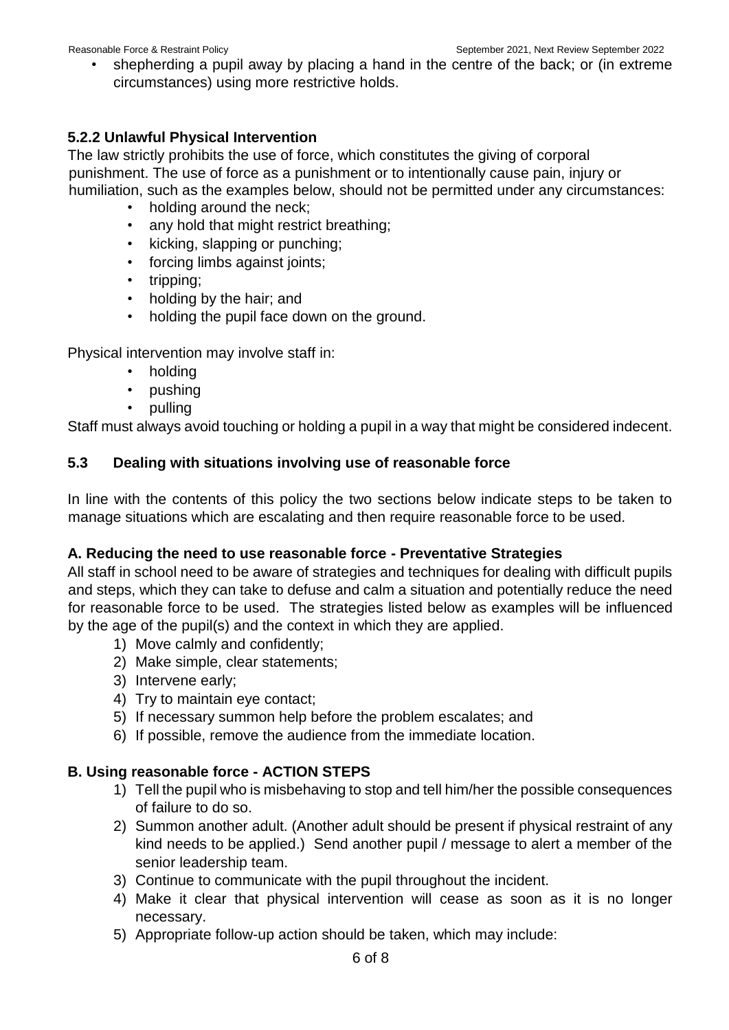- shepherding a pupil away by placing a hand in the centre of the back; or (in extreme circumstances) using more restrictive holds.

### 5.2.2 Unlawful Physical Intervention

The law strictly prohibits the use of force, which constitutes the giving of corporal punishment. The use of force as a punishment or to intentionally cause pain, injury or humiliation, such as the examples below, should not be permitted under any circumstances:

- holding around the neck;
- any hold that might restrict breathing;
- kicking, slapping or punching;
- forcing limbs against joints;
- tripping;
- holding by the hair; and
- holding the pupil face down on the ground.

Physical intervention may involve staff in:

- holding
- pushing
- pulling

Staff must always avoid touching or holding a pupil in a way that might be considered indecent.

## 5.3 Dealing with situations involving use of reasonable force

In line with the contents of this policy the two sections below indicate steps to be taken to manage situations which are escalating and then require reasonable force to be used.

### A. Reducing the need to use reasonable force - Preventative Strategies

All staff in school need to be aware of strategies and techniques for dealing with difficult pupils and steps, which they can take to defuse and calm a situation and potentially reduce the need for reasonable force to be used. The strategies listed below as examples will be influenced by the age of the pupil(s) and the context in which they are applied.

1) Move calmly and confidently;
2) Make simple, clear statements;
3) Intervene early;
4) Try to maintain eye contact;
5) If necessary summon help before the problem escalates; and
6) If possible, remove the audience from the immediate location.

### B. Using reasonable force - ACTION STEPS

1) Tell the pupil who is misbehaving to stop and tell him/her the possible consequences of failure to do so.
2) Summon another adult. (Another adult should be present if physical restraint of any kind needs to be applied.) Send another pupil / message to alert a member of the senior leadership team.
3) Continue to communicate with the pupil throughout the incident.
4) Make it clear that physical intervention will cease as soon as it is no longer necessary.
5) Appropriate follow-up action should be taken, which may include: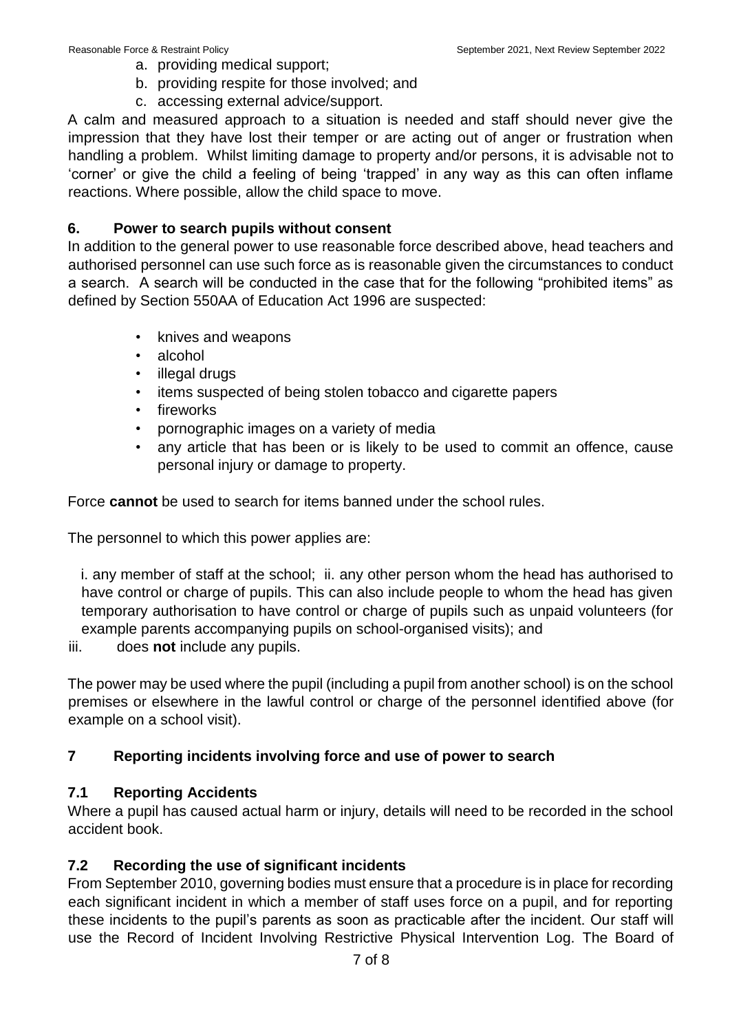a. providing medical support;
b. providing respite for those involved; and
c. accessing external advice/support.

A calm and measured approach to a situation is needed and staff should never give the impression that they have lost their temper or are acting out of anger or frustration when handling a problem. Whilst limiting damage to property and/or persons, it is advisable not to 'corner' or give the child a feeling of being 'trapped' in any way as this can often inflame reactions. Where possible, allow the child space to move.

## 6. Power to search pupils without consent

In addition to the general power to use reasonable force described above, head teachers and authorised personnel can use such force as is reasonable given the circumstances to conduct a search. A search will be conducted in the case that for the following "prohibited items" as defined by Section 550AA of Education Act 1996 are suspected:

- knives and weapons
- alcohol
- illegal drugs
- items suspected of being stolen tobacco and cigarette papers
- fireworks
- pornographic images on a variety of media
- any article that has been or is likely to be used to commit an offence, cause personal injury or damage to property.

Force **cannot** be used to search for items banned under the school rules.

The personnel to which this power applies are:

i. any member of staff at the school; ii. any other person whom the head has authorised to have control or charge of pupils. This can also include people to whom the head has given temporary authorisation to have control or charge of pupils such as unpaid volunteers (for example parents accompanying pupils on school-organised visits); and

iii. does **not** include any pupils.

The power may be used where the pupil (including a pupil from another school) is on the school premises or elsewhere in the lawful control or charge of the personnel identified above (for example on a school visit).

## 7 Reporting incidents involving force and use of power to search

### 7.1 Reporting Accidents

Where a pupil has caused actual harm or injury, details will need to be recorded in the school accident book.

### 7.2 Recording the use of significant incidents

From September 2010, governing bodies must ensure that a procedure is in place for recording each significant incident in which a member of staff uses force on a pupil, and for reporting these incidents to the pupil's parents as soon as practicable after the incident. Our staff will use the Record of Incident Involving Restrictive Physical Intervention Log. The Board of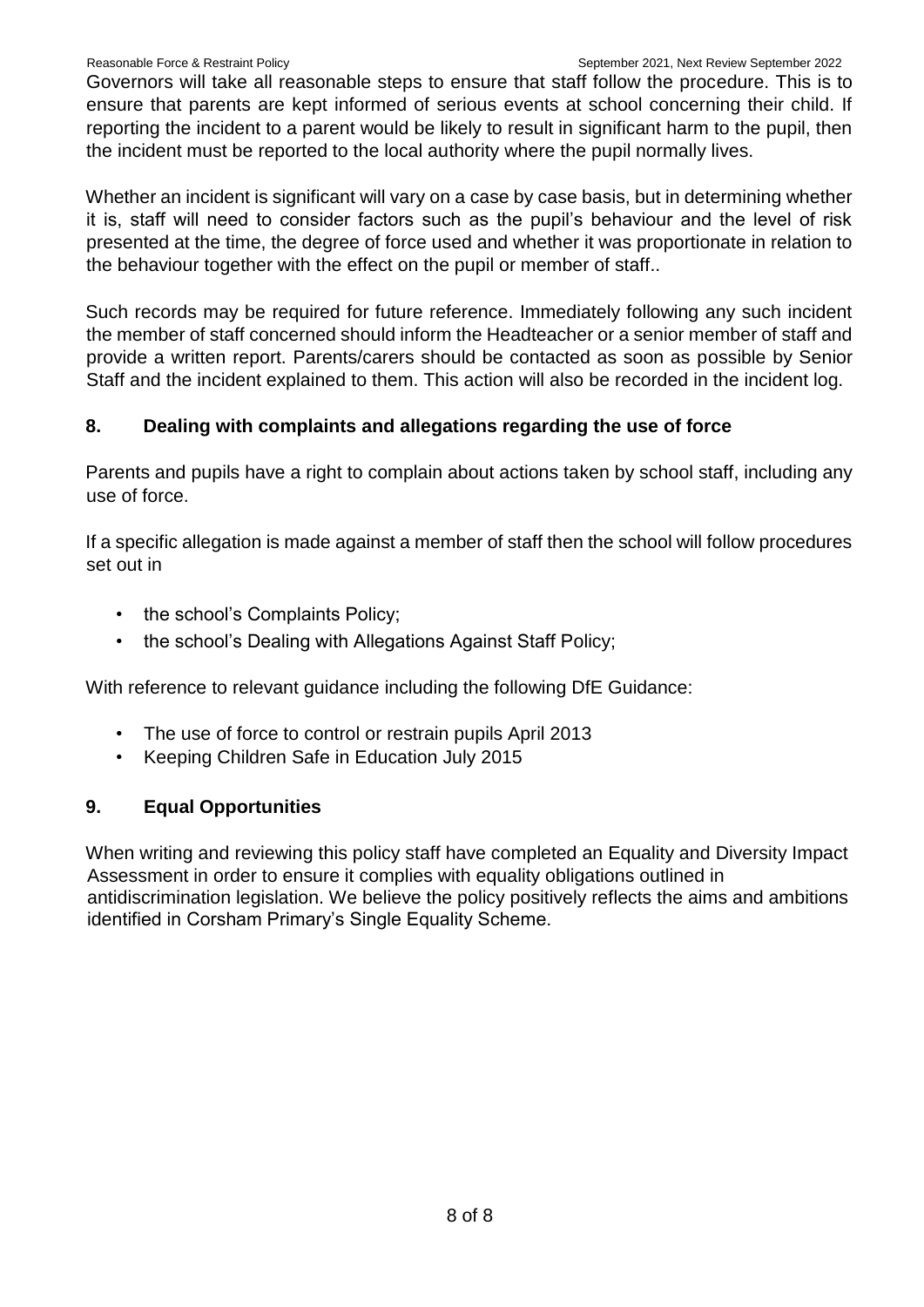Governors will take all reasonable steps to ensure that staff follow the procedure. This is to ensure that parents are kept informed of serious events at school concerning their child. If reporting the incident to a parent would be likely to result in significant harm to the pupil, then the incident must be reported to the local authority where the pupil normally lives.

Whether an incident is significant will vary on a case by case basis, but in determining whether it is, staff will need to consider factors such as the pupil's behaviour and the level of risk presented at the time, the degree of force used and whether it was proportionate in relation to the behaviour together with the effect on the pupil or member of staff..

Such records may be required for future reference. Immediately following any such incident the member of staff concerned should inform the Headteacher or a senior member of staff and provide a written report. Parents/carers should be contacted as soon as possible by Senior Staff and the incident explained to them. This action will also be recorded in the incident log.

## 8. Dealing with complaints and allegations regarding the use of force

Parents and pupils have a right to complain about actions taken by school staff, including any use of force.

If a specific allegation is made against a member of staff then the school will follow procedures set out in

- the school's Complaints Policy;
- the school's Dealing with Allegations Against Staff Policy;

With reference to relevant guidance including the following DfE Guidance:

- The use of force to control or restrain pupils April 2013
- Keeping Children Safe in Education July 2015

## 9. Equal Opportunities

When writing and reviewing this policy staff have completed an Equality and Diversity Impact Assessment in order to ensure it complies with equality obligations outlined in antidiscrimination legislation. We believe the policy positively reflects the aims and ambitions identified in Corsham Primary's Single Equality Scheme.